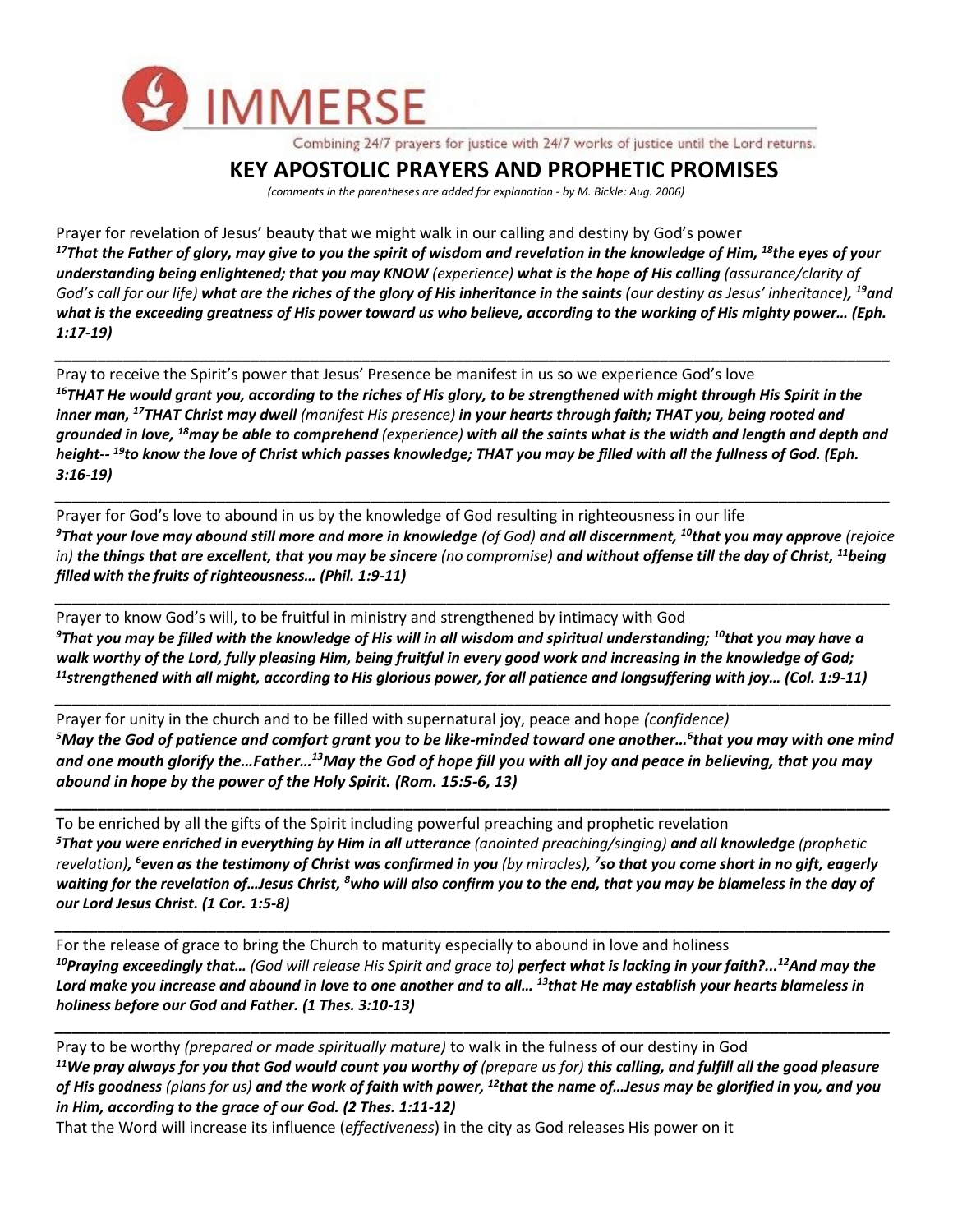IMMERSE

Combining 24/7 prayers for justice with 24/7 works of justice until the Lord returns.

# KEY APOSTOLIC PRAYERS AND PROPHETIC PROMISES

*(comments in the parentheses are added for explanation - by M. Bickle: Aug. 2006)*

Prayer for revelation of Jesus' beauty that we might walk in our calling and destiny by God's power

***[17]That the Father of glory, may give to you the spirit of wisdom and revelation in the knowledge of Him, [18]the eyes of your understanding being enlightened; that you may KNOW** (experience) **what is the hope of His calling** (assurance/clarity of God's call for our life) **what are the riches of the glory of His inheritance in the saints** (our destiny as Jesus' inheritance)**, [19]and what is the exceeding greatness of His power toward us who believe, according to the working of His mighty power… (Eph. 1:17-19)***

---

Pray to receive the Spirit's power that Jesus' Presence be manifest in us so we experience God's love

***[16]THAT He would grant you, according to the riches of His glory, to be strengthened with might through His Spirit in the inner man, [17]THAT Christ may dwell** (manifest His presence) **in your hearts through faith; THAT you, being rooted and grounded in love, [18]may be able to comprehend** (experience) **with all the saints what is the width and length and depth and height-- [19]to know the love of Christ which passes knowledge; THAT you may be filled with all the fullness of God. (Eph. 3:16-19)***

---

Prayer for God's love to abound in us by the knowledge of God resulting in righteousness in our life

***[9]That your love may abound still more and more in knowledge** (of God) **and all discernment, [10]that you may approve** (rejoice in) **the things that are excellent, that you may be sincere** (no compromise) **and without offense till the day of Christ, [11]being filled with the fruits of righteousness… (Phil. 1:9-11)***

---

Prayer to know God's will, to be fruitful in ministry and strengthened by intimacy with God

***[9]That you may be filled with the knowledge of His will in all wisdom and spiritual understanding; [10]that you may have a walk worthy of the Lord, fully pleasing Him, being fruitful in every good work and increasing in the knowledge of God; [11]strengthened with all might, according to His glorious power, for all patience and longsuffering with joy… (Col. 1:9-11)***

---

Prayer for unity in the church and to be filled with supernatural joy, peace and hope *(confidence)*

***[5]May the God of patience and comfort grant you to be like-minded toward one another…[6]that you may with one mind and one mouth glorify the…Father…[13]May the God of hope fill you with all joy and peace in believing, that you may abound in hope by the power of the Holy Spirit. (Rom. 15:5-6, 13)***

---

To be enriched by all the gifts of the Spirit including powerful preaching and prophetic revelation

***[5]That you were enriched in everything by Him in all utterance** (anointed preaching/singing) **and all knowledge** (prophetic revelation)**, [6]even as the testimony of Christ was confirmed in you** (by miracles)**, [7]so that you come short in no gift, eagerly waiting for the revelation of…Jesus Christ, [8]who will also confirm you to the end, that you may be blameless in the day of our Lord Jesus Christ. (1 Cor. 1:5-8)***

---

For the release of grace to bring the Church to maturity especially to abound in love and holiness

***[10]Praying exceedingly that…** (God will release His Spirit and grace to) **perfect what is lacking in your faith?...[12]And may the Lord make you increase and abound in love to one another and to all… [13]that He may establish your hearts blameless in holiness before our God and Father. (1 Thes. 3:10-13)***

---

Pray to be worthy *(prepared or made spiritually mature)* to walk in the fulness of our destiny in God

***[11]We pray always for you that God would count you worthy of** (prepare us for) **this calling, and fulfill all the good pleasure of His goodness** (plans for us) **and the work of faith with power, [12]that the name of…Jesus may be glorified in you, and you in Him, according to the grace of our God. (2 Thes. 1:11-12)***

That the Word will increase its influence (*effectiveness*) in the city as God releases His power on it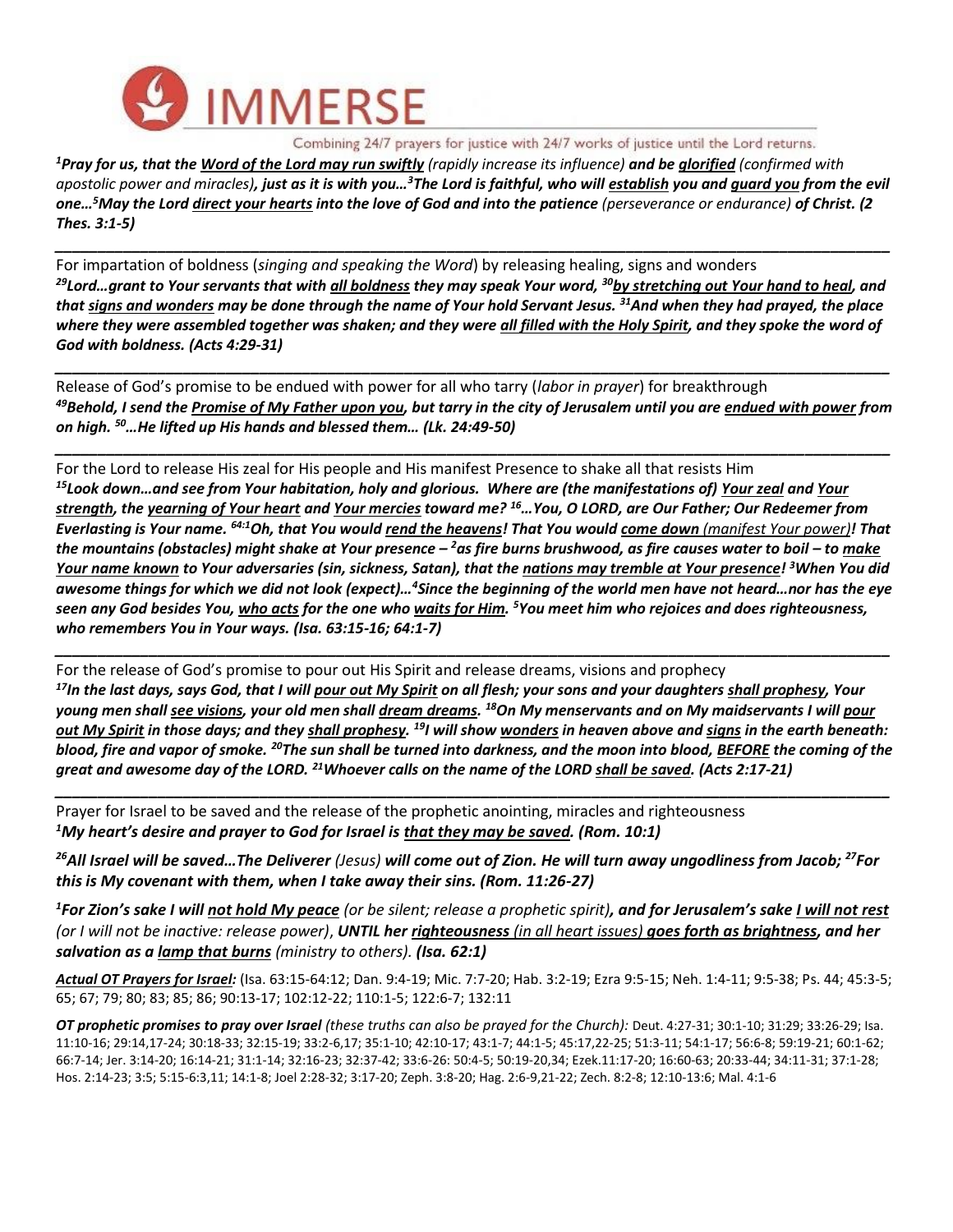**IMMERSE**

Combining 24/7 prayers for justice with 24/7 works of justice until the Lord returns.

***[1]Pray for us, that the <u>Word of the Lord may run swiftly</u>** (rapidly increase its influence) **and be <u>glorified</u>** (confirmed with apostolic power and miracles)**, just as it is with you…[3]The Lord is faithful, who will <u>establish</u> you and <u>guard you</u> from the evil one…[5]May the Lord <u>direct your hearts</u> into the love of God and into the patience** (perseverance or endurance) **of Christ. (2 Thes. 3:1-5)***

---

For impartation of boldness (*singing and speaking the Word*) by releasing healing, signs and wonders

***[29]Lord…grant to Your servants that with <u>all boldness</u> they may speak Your word, [30]<u>by stretching out Your hand to heal</u>, and that <u>signs and wonders</u> may be done through the name of Your hold Servant Jesus. [31]And when they had prayed, the place where they were assembled together was shaken; and they were <u>all filled with the Holy Spirit</u>, and they spoke the word of God with boldness. (Acts 4:29-31)***

---

Release of God's promise to be endued with power for all who tarry (*labor in prayer*) for breakthrough

***[49]Behold, I send the <u>Promise of My Father upon you</u>, but tarry in the city of Jerusalem until you are <u>endued with power</u> from on high. [50]…He lifted up His hands and blessed them… (Lk. 24:49-50)***

---

For the Lord to release His zeal for His people and His manifest Presence to shake all that resists Him

***[15]Look down…and see from Your habitation, holy and glorious. Where are (the manifestations of) <u>Your zeal</u> and <u>Your strength</u>, the <u>yearning of Your heart</u> and <u>Your mercies</u> toward me? [16]…You, O LORD, are Our Father; Our Redeemer from Everlasting is Your name. [64:1]Oh, that You would <u>rend the heavens</u>! That You would <u>come down</u>** (manifest Your power)**! That the mountains (obstacles) might shake at Your presence – [2]as fire burns brushwood, as fire causes water to boil – to <u>make Your name known</u> to Your adversaries (sin, sickness, Satan), that the <u>nations may tremble at Your presence</u>! [3]When You did awesome things for which we did not look (expect)…[4]Since the beginning of the world men have not heard…nor has the eye seen any God besides You, <u>who acts</u> for the one who <u>waits for Him</u>. [5]You meet him who rejoices and does righteousness, who remembers You in Your ways. (Isa. 63:15-16; 64:1-7)***

---

For the release of God's promise to pour out His Spirit and release dreams, visions and prophecy

***[17]In the last days, says God, that I will <u>pour out My Spirit</u> on all flesh; your sons and your daughters <u>shall prophesy</u>, Your young men shall <u>see visions</u>, your old men shall <u>dream dreams</u>. [18]On My menservants and on My maidservants I will <u>pour out My Spirit</u> in those days; and they <u>shall prophesy</u>. [19]I will show <u>wonders</u> in heaven above and <u>signs</u> in the earth beneath: blood, fire and vapor of smoke. [20]The sun shall be turned into darkness, and the moon into blood, <u>BEFORE</u> the coming of the great and awesome day of the LORD. [21]Whoever calls on the name of the LORD <u>shall be saved</u>. (Acts 2:17-21)***

---

Prayer for Israel to be saved and the release of the prophetic anointing, miracles and righteousness

***[1]My heart's desire and prayer to God for Israel is <u>that they may be saved</u>. (Rom. 10:1)***

***[26]All Israel will be saved…The Deliverer** (Jesus) **will come out of Zion. He will turn away ungodliness from Jacob; [27]For this is My covenant with them, when I take away their sins. (Rom. 11:26-27)***

***[1]For Zion's sake I will <u>not hold My peace</u>** (or be silent; release a prophetic spirit)**, and for Jerusalem's sake <u>I will not rest</u>** (or I will not be inactive: release power)*, **UNTIL her <u>righteousness</u>** (in all heart issues) **<u>goes forth as brightness</u>, and her salvation as a <u>lamp that burns</u>** (ministry to others). **(Isa. 62:1)***

***<u>Actual OT Prayers for Israel:</u>*** (Isa. 63:15-64:12; Dan. 9:4-19; Mic. 7:7-20; Hab. 3:2-19; Ezra 9:5-15; Neh. 1:4-11; 9:5-38; Ps. 44; 45:3-5; 65; 67; 79; 80; 83; 85; 86; 90:13-17; 102:12-22; 110:1-5; 122:6-7; 132:11

***OT prophetic promises to pray over Israel*** *(these truths can also be prayed for the Church):* Deut. 4:27-31; 30:1-10; 31:29; 33:26-29; Isa. 11:10-16; 29:14,17-24; 30:18-33; 32:15-19; 33:2-6,17; 35:1-10; 42:10-17; 43:1-7; 44:1-5; 45:17,22-25; 51:3-11; 54:1-17; 56:6-8; 59:19-21; 60:1-62; 66:7-14; Jer. 3:14-20; 16:14-21; 31:1-14; 32:16-23; 32:37-42; 33:6-26: 50:4-5; 50:19-20,34; Ezek.11:17-20; 16:60-63; 20:33-44; 34:11-31; 37:1-28; Hos. 2:14-23; 3:5; 5:15-6:3,11; 14:1-8; Joel 2:28-32; 3:17-20; Zeph. 3:8-20; Hag. 2:6-9,21-22; Zech. 8:2-8; 12:10-13:6; Mal. 4:1-6